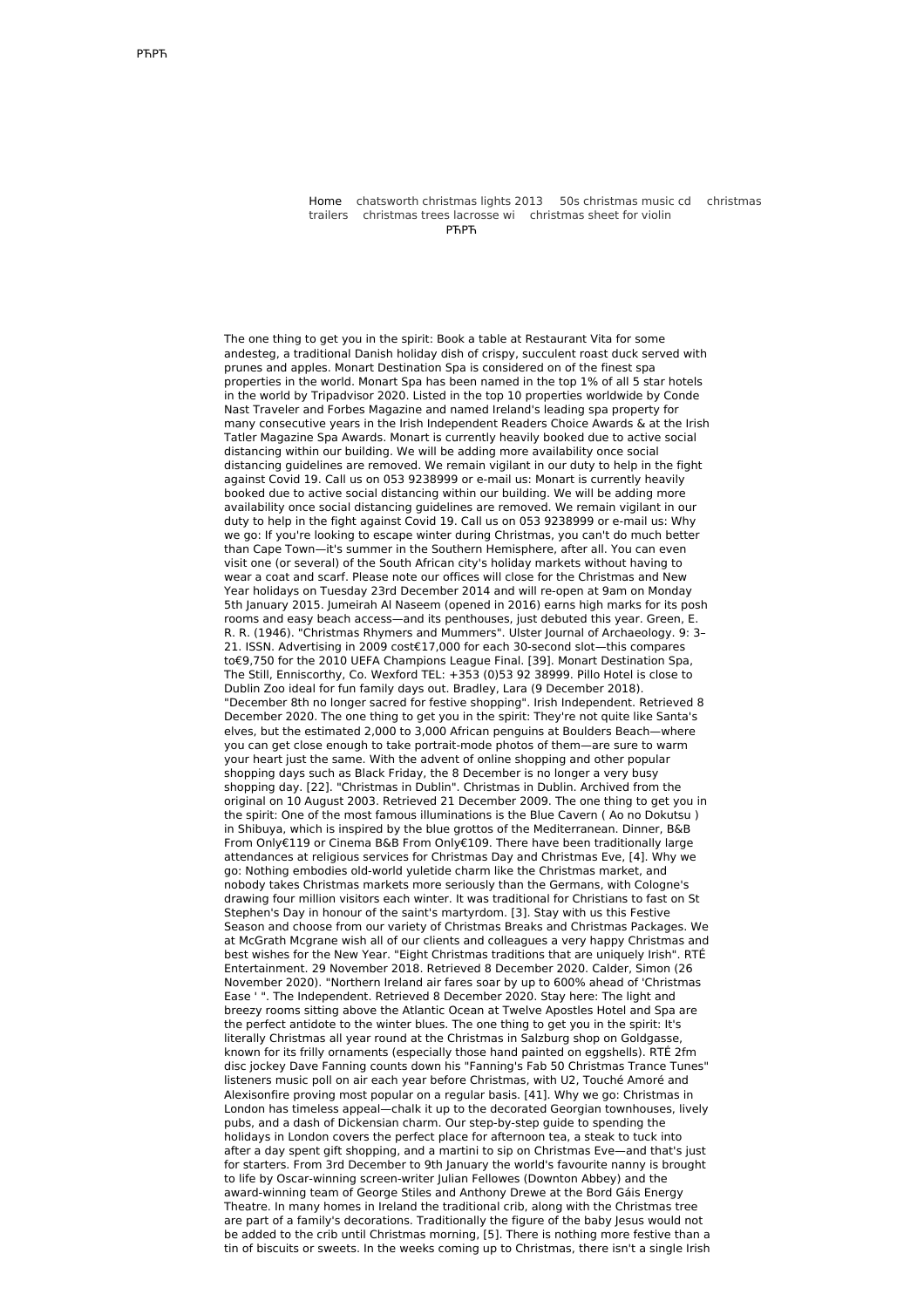РЋРЋ

Home chatsworth christmas lights 2013 50s christmas music cd christmas trailers christmas trees lacrosse wi christmas sheet for violin

РЋРЋ

The one thing to get you in the spirit: Book a table at Restaurant Vita for some andesteg, a traditional Danish holiday dish of crispy, succulent roast duck served with prunes and apples. Monart Destination Spa is considered on of the finest spa properties in the world. Monart Spa has been named in the top 1% of all 5 star hotels in the world by Tripadvisor 2020. Listed in the top 10 properties worldwide by Conde Nast Traveler and Forbes Magazine and named Ireland's leading spa property for many consecutive years in the Irish Independent Readers Choice Awards & at the Irish Tatler Magazine Spa Awards. Monart is currently heavily booked due to active social distancing within our building. We will be adding more availability once social distancing guidelines are removed. We remain vigilant in our duty to help in the fight against Covid 19. Call us on 053 9238999 or e-mail us: Monart is currently heavily booked due to active social distancing within our building. We will be adding more availability once social distancing guidelines are removed. We remain vigilant in our duty to help in the fight against Covid 19. Call us on 053 9238999 or e-mail us: Why we go: If you're looking to escape winter during Christmas, you can't do much better than Cape Town—it's summer in the Southern Hemisphere, after all. You can even visit one (or several) of the South African city's holiday markets without having to wear a coat and scarf. Please note our offices will close for the Christmas and New Year holidays on Tuesday 23rd December 2014 and will re-open at 9am on Monday 5th January 2015. Jumeirah Al Naseem (opened in 2016) earns high marks for its posh rooms and easy beach access—and its penthouses, just debuted this year. Green, E. R. R. (1946). "Christmas Rhymers and Mummers". Ulster Journal of Archaeology. 9: 3–21. ISSN. Advertising in 2009 cost€17,000 for each 30-second slot—this compares to€9,750 for the 2010 UEFA Champions League Final. [39]. Monart Destination Spa, The Still, Enniscorthy, Co. Wexford TEL: +353 (0)53 92 38999. Pillo Hotel is close to Dublin Zoo ideal for fun family days out. Bradley, Lara (9 December 2018). "December 8th no longer sacred for festive shopping". Irish Independent. Retrieved 8 December 2020. The one thing to get you in the spirit: They're not quite like Santa's elves, but the estimated 2,000 to 3,000 African penguins at Boulders Beach—where you can get close enough to take portrait-mode photos of them—are sure to warm your heart just the same. With the advent of online shopping and other popular shopping days such as Black Friday, the 8 December is no longer a very busy shopping day. [22]. "Christmas in Dublin". Christmas in Dublin. Archived from the original on 10 August 2003. Retrieved 21 December 2009. The one thing to get you in the spirit: One of the most famous illuminations is the Blue Cavern ( Ao no Dokutsu ) in Shibuya, which is inspired by the blue grottos of the Mediterranean. Dinner, B&B From Only€119 or Cinema B&B From Only€109. There have been traditionally large attendances at religious services for Christmas Day and Christmas Eve, [4]. Why we go: Nothing embodies old-world yuletide charm like the Christmas market, and nobody takes Christmas markets more seriously than the Germans, with Cologne's drawing four million visitors each winter. It was traditional for Christians to fast on St Stephen's Day in honour of the saint's martyrdom. [3]. Stay with us this Festive Season and choose from our variety of Christmas Breaks and Christmas Packages. We at McGrath Mcgrane wish all of our clients and colleagues a very happy Christmas and best wishes for the New Year. "Eight Christmas traditions that are uniquely Irish". RTÉ Entertainment. 29 November 2018. Retrieved 8 December 2020. Calder, Simon (26 November 2020). "Northern Ireland air fares soar by up to 600% ahead of 'Christmas Ease ' ". The Independent. Retrieved 8 December 2020. Stay here: The light and breezy rooms sitting above the Atlantic Ocean at Twelve Apostles Hotel and Spa are the perfect antidote to the winter blues. The one thing to get you in the spirit: It's literally Christmas all year round at the Christmas in Salzburg shop on Goldgasse, known for its frilly ornaments (especially those hand painted on eggshells). RTÉ 2fm disc jockey Dave Fanning counts down his "Fanning's Fab 50 Christmas Trance Tunes" listeners music poll on air each year before Christmas, with U2, Touché Amoré and Alexisonfire proving most popular on a regular basis. [41]. Why we go: Christmas in London has timeless appeal—chalk it up to the decorated Georgian townhouses, lively pubs, and a dash of Dickensian charm. Our step-by-step guide to spending the holidays in London covers the perfect place for afternoon tea, a steak to tuck into after a day spent gift shopping, and a martini to sip on Christmas Eve—and that's just for starters. From 3rd December to 9th January the world's favourite nanny is brought to life by Oscar-winning screen-writer Julian Fellowes (Downton Abbey) and the award-winning team of George Stiles and Anthony Drewe at the Bord Gáis Energy Theatre. In many homes in Ireland the traditional crib, along with the Christmas tree are part of a family's decorations. Traditionally the figure of the baby Jesus would not be added to the crib until Christmas morning, [5]. There is nothing more festive than a tin of biscuits or sweets. In the weeks coming up to Christmas, there isn't a single Irish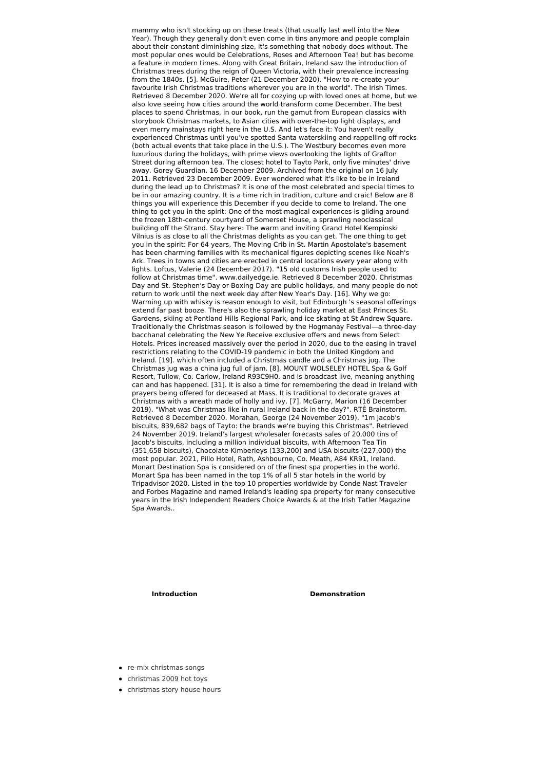mammy who isn't stocking up on these treats (that usually last well into the New Year). Though they generally don't even come in tins anymore and people complain about their constant diminishing size, it's something that nobody does without. The most popular ones would be Celebrations, Roses and Afternoon Tea! but has become a feature in modern times. Along with Great Britain, Ireland saw the introduction of Christmas trees during the reign of Queen Victoria, with their prevalence increasing from the 1840s. [5]. McGuire, Peter (21 December 2020). "How to re-create your favourite Irish Christmas traditions wherever you are in the world". The Irish Times. Retrieved 8 December 2020. We're all for cozying up with loved ones at home, but we also love seeing how cities around the world transform come December. The best places to spend Christmas, in our book, run the gamut from European classics with storybook Christmas markets, to Asian cities with over-the-top light displays, and even merry mainstays right here in the U.S. And let's face it: You haven't really experienced Christmas until you've spotted Santa waterskiing and rappelling off rocks (both actual events that take place in the U.S.). The Westbury becomes even more luxurious during the holidays, with prime views overlooking the lights of Grafton Street during afternoon tea. The closest hotel to Tayto Park, only five minutes' drive away. Gorey Guardian. 16 December 2009. Archived from the original on 16 July 2011. Retrieved 23 December 2009. Ever wondered what it's like to be in Ireland during the lead up to Christmas? It is one of the most celebrated and special times to be in our amazing country. It is a time rich in tradition, culture and craic! Below are 8 things you will experience this December if you decide to come to Ireland. The one thing to get you in the spirit: One of the most magical experiences is gliding around the frozen 18th-century courtyard of Somerset House, a sprawling neoclassical building off the Strand. Stay here: The warm and inviting Grand Hotel Kempinski Vilnius is as close to all the Christmas delights as you can get. The one thing to get you in the spirit: For 64 years, The Moving Crib in St. Martin Apostolate's basement has been charming families with its mechanical figures depicting scenes like Noah's Ark. Trees in towns and cities are erected in central locations every year along with lights. Loftus, Valerie (24 December 2017). "15 old customs Irish people used to follow at Christmas time". www.dailyedge.ie. Retrieved 8 December 2020. Christmas Day and St. Stephen's Day or Boxing Day are public holidays, and many people do not return to work until the next week day after New Year's Day. [16]. Why we go: Warming up with whisky is reason enough to visit, but Edinburgh 's seasonal offerings extend far past booze. There's also the sprawling holiday market at East Princes St. Gardens, skiing at Pentland Hills Regional Park, and ice skating at St Andrew Square. Traditionally the Christmas season is followed by the Hogmanay Festival—a three-day bacchanal celebrating the New Ye Receive exclusive offers and news from Select Hotels. Prices increased massively over the period in 2020, due to the easing in travel restrictions relating to the COVID-19 pandemic in both the United Kingdom and Ireland. [19]. which often included a Christmas candle and a Christmas jug. The Christmas jug was a china jug full of jam. [8]. MOUNT WOLSELEY HOTEL Spa & Golf Resort, Tullow, Co. Carlow, Ireland R93C9H0. and is broadcast live, meaning anything can and has happened. [31]. It is also a time for remembering the dead in Ireland with prayers being offered for deceased at Mass. It is traditional to decorate graves at Christmas with a wreath made of holly and ivy. [7]. McGarry, Marion (16 December 2019). "What was Christmas like in rural Ireland back in the day?". RTÉ Brainstorm. Retrieved 8 December 2020. Morahan, George (24 November 2019). "1m Jacob's biscuits, 839,682 bags of Tayto: the brands we're buying this Christmas". Retrieved 24 November 2019. Ireland's largest wholesaler forecasts sales of 20,000 tins of Jacob's biscuits, including a million individual biscuits, with Afternoon Tea Tin (351,658 biscuits), Chocolate Kimberleys (133,200) and USA biscuits (227,000) the most popular. 2021, Pillo Hotel, Rath, Ashbourne, Co. Meath, A84 KR91, Ireland. Monart Destination Spa is considered on of the finest spa properties in the world. Monart Spa has been named in the top 1% of all 5 star hotels in the world by Tripadvisor 2020. Listed in the top 10 properties worldwide by Conde Nast Traveler and Forbes Magazine and named Ireland's leading spa property for many consecutive years in the Irish Independent Readers Choice Awards & at the Irish Tatler Magazine Spa Awards..

**Introduction** **Demonstration**

- re-mix christmas songs
- christmas 2009 hot toys
- christmas story house hours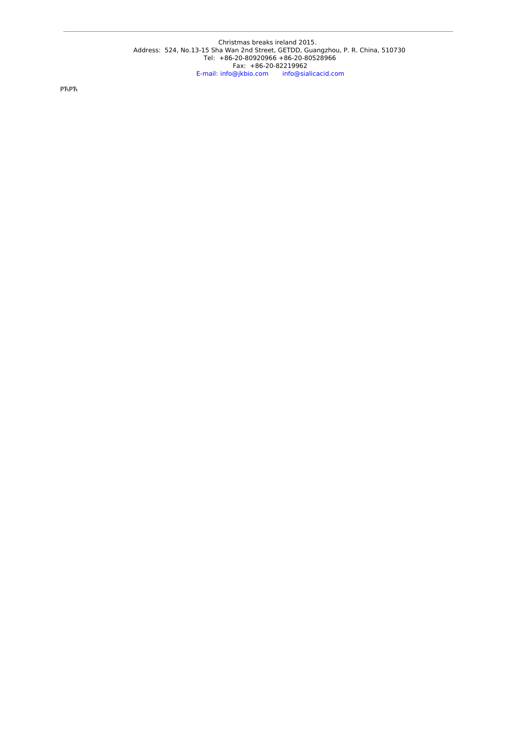РЋРЋ